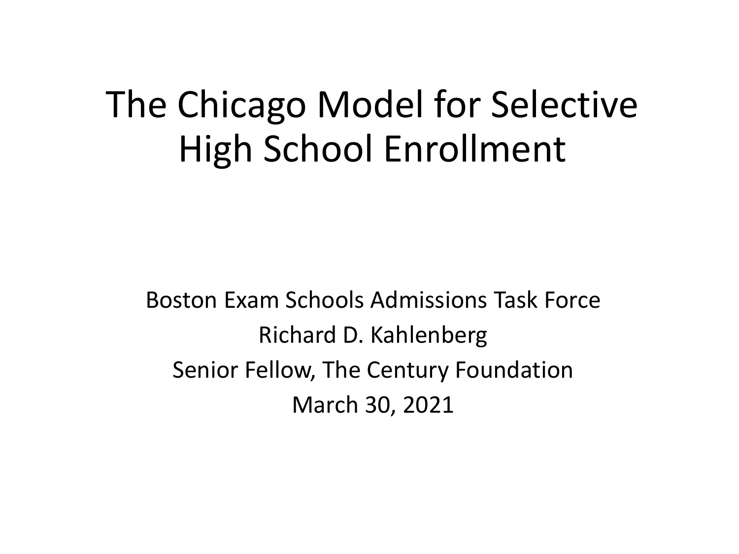# The Chicago Model for Selective High School Enrollment

Boston Exam Schools Admissions Task Force

Richard D. Kahlenberg

Senior Fellow, The Century Foundation

March 30, 2021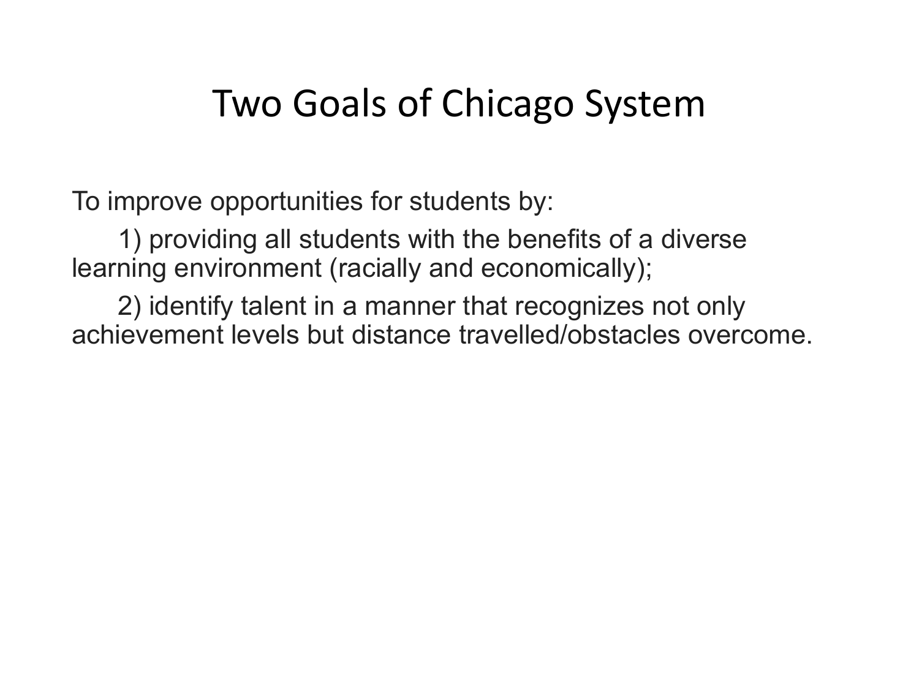# Two Goals of Chicago System

To improve opportunities for students by:

1) providing all students with the benefits of a diverse learning environment (racially and economically);

2) identify talent in a manner that recognizes not only achievement levels but distance travelled/obstacles overcome.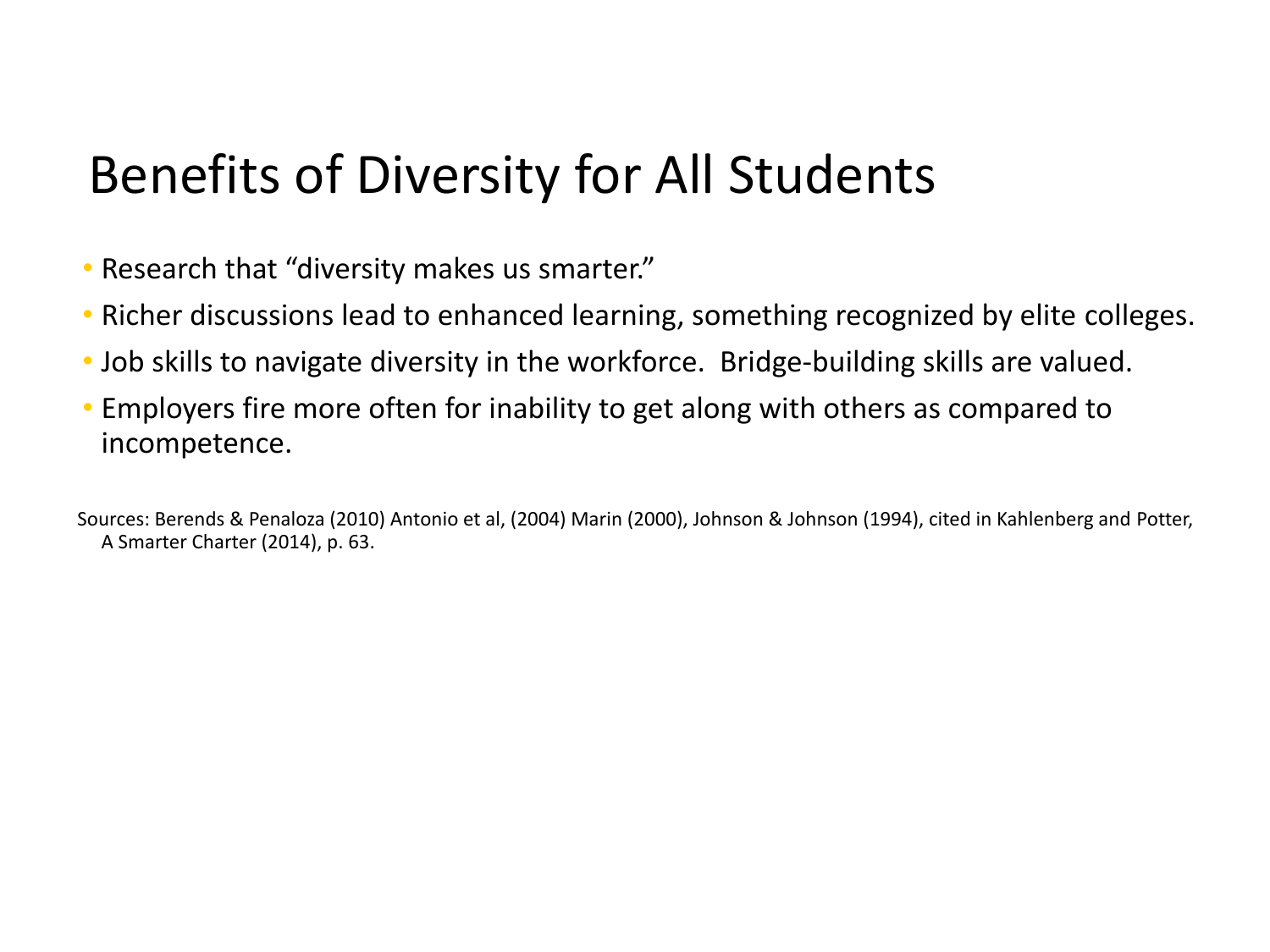# Benefits of Diversity for All Students

- Research that "diversity makes us smarter."
- Richer discussions lead to enhanced learning, something recognized by elite colleges.
- Job skills to navigate diversity in the workforce. Bridge-building skills are valued.
- Employers fire more often for inability to get along with others as compared to incompetence.

Sources: Berends & Penaloza (2010) Antonio et al, (2004) Marin (2000), Johnson & Johnson (1994), cited in Kahlenberg and Potter, A Smarter Charter (2014), p. 63.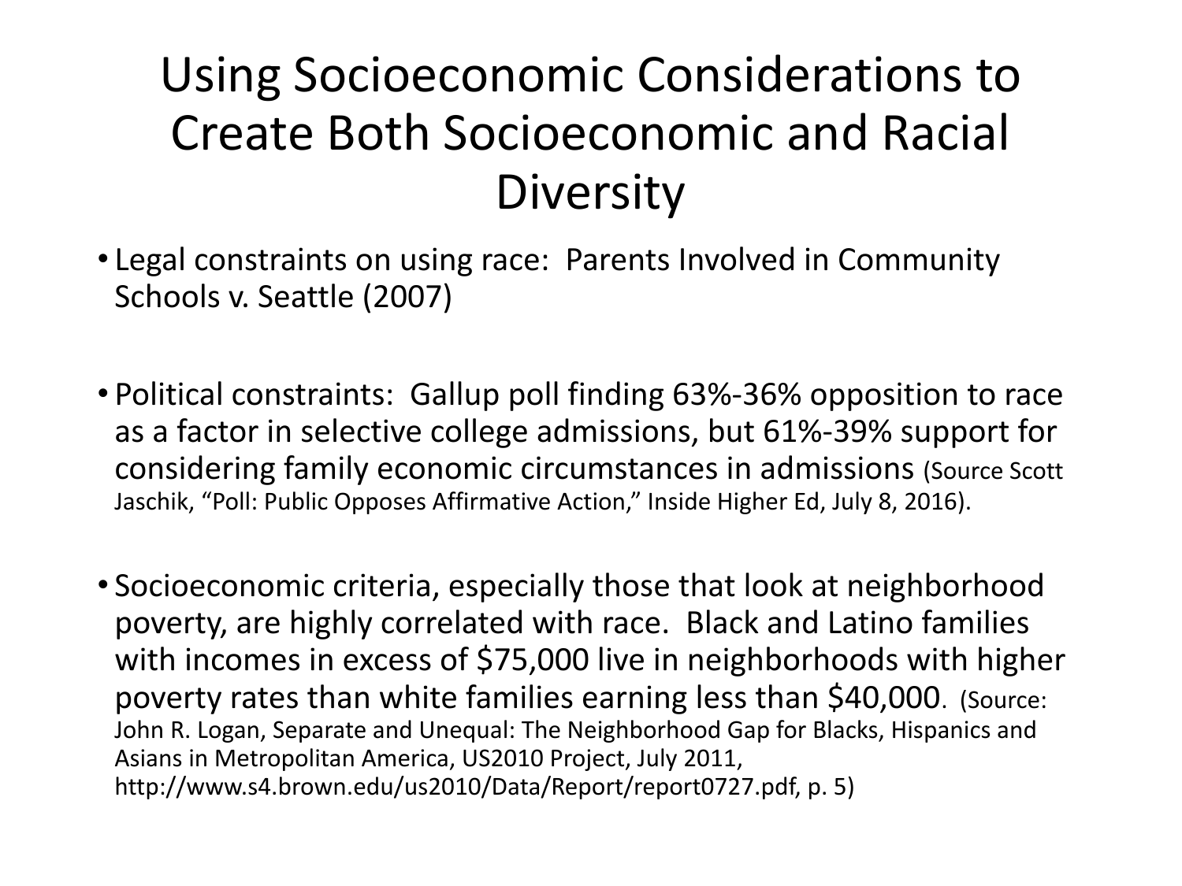# Using Socioeconomic Considerations to Create Both Socioeconomic and Racial Diversity

- Legal constraints on using race: Parents Involved in Community Schools v. Seattle (2007)

- Political constraints: Gallup poll finding 63%-36% opposition to race as a factor in selective college admissions, but 61%-39% support for considering family economic circumstances in admissions (Source Scott Jaschik, "Poll: Public Opposes Affirmative Action," Inside Higher Ed, July 8, 2016).

- Socioeconomic criteria, especially those that look at neighborhood poverty, are highly correlated with race. Black and Latino families with incomes in excess of $75,000 live in neighborhoods with higher poverty rates than white families earning less than $40,000. (Source: John R. Logan, Separate and Unequal: The Neighborhood Gap for Blacks, Hispanics and Asians in Metropolitan America, US2010 Project, July 2011, http://www.s4.brown.edu/us2010/Data/Report/report0727.pdf, p. 5)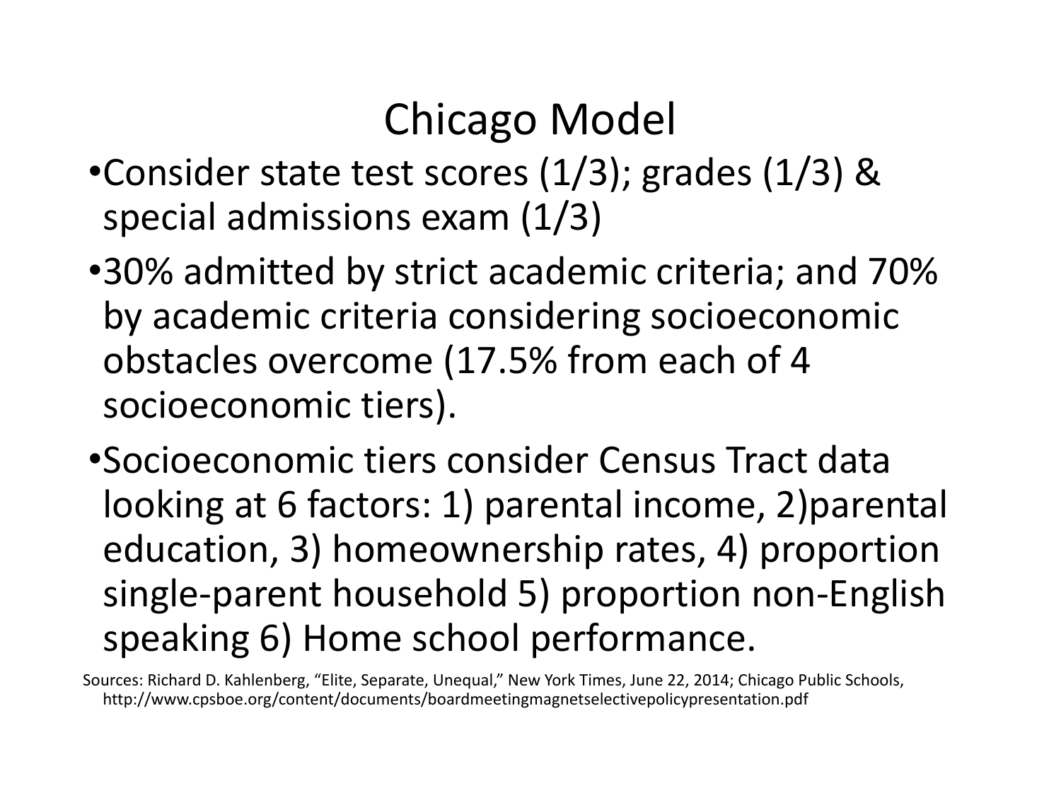# Chicago Model

- Consider state test scores (1/3); grades (1/3) & special admissions exam (1/3)
- 30% admitted by strict academic criteria; and 70% by academic criteria considering socioeconomic obstacles overcome (17.5% from each of 4 socioeconomic tiers).
- Socioeconomic tiers consider Census Tract data looking at 6 factors: 1) parental income, 2)parental education, 3) homeownership rates, 4) proportion single-parent household 5) proportion non-English speaking 6) Home school performance.

Sources: Richard D. Kahlenberg, "Elite, Separate, Unequal," New York Times, June 22, 2014; Chicago Public Schools, http://www.cpsboe.org/content/documents/boardmeetingmagnetselectivepolicypresentation.pdf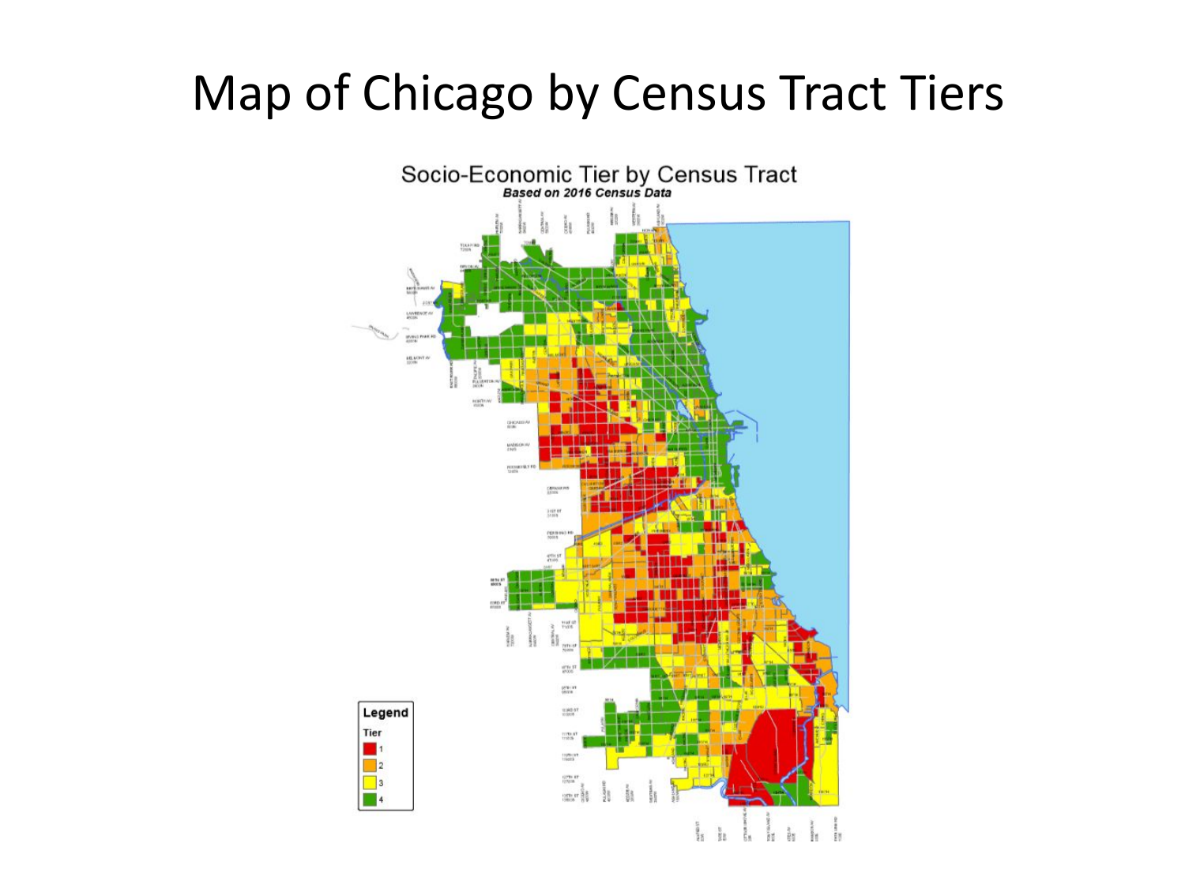# Map of Chicago by Census Tract Tiers

Socio-Economic Tier by Census Tract

***Based on 2016 Census Data***

**Legend**

Tier

- 1
- 2
- 3
- 4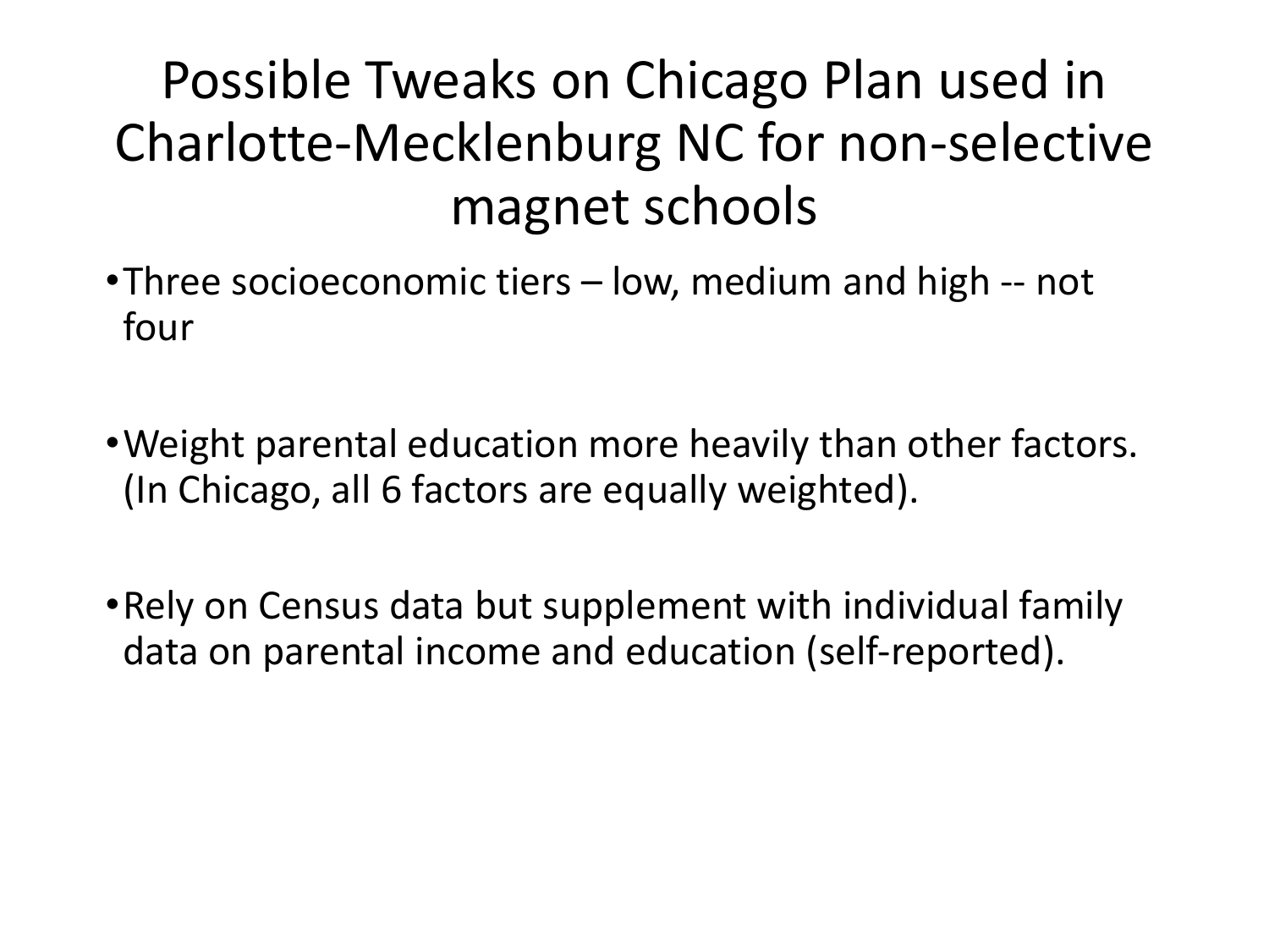# Possible Tweaks on Chicago Plan used in Charlotte-Mecklenburg NC for non-selective magnet schools

- Three socioeconomic tiers – low, medium and high -- not four
- Weight parental education more heavily than other factors. (In Chicago, all 6 factors are equally weighted).
- Rely on Census data but supplement with individual family data on parental income and education (self-reported).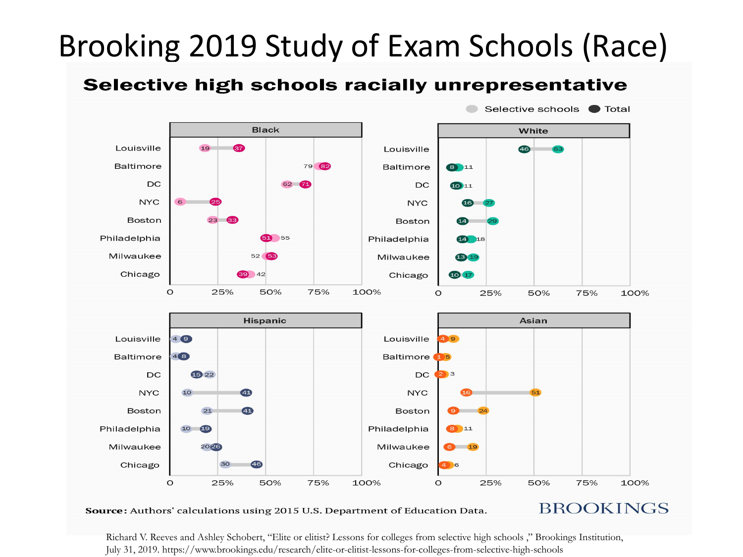# Brooking 2019 Study of Exam Schools (Race)

## Selective high schools racially unrepresentative

Selective schools / Total

**Black**

| City | Selective schools | Total |
|---|---|---|
| Louisville | 19 | 37 |
| Baltimore | 79 | 82 |
| DC | 62 | 71 |
| NYC | 6 | 25 |
| Boston | 23 | 33 |
| Philadelphia | 55 | 51 |
| Milwaukee | 52 | 53 |
| Chicago | 42 | 39 |

**White**

| City | Selective schools | Total |
|---|---|---|
| Louisville | 63 | 46 |
| Baltimore | 11 | 8 |
| DC | 11 | 10 |
| NYC | 27 | 16 |
| Boston | 29 | 14 |
| Philadelphia | 18 | 14 |
| Milwaukee | 19 | 13 |
| Chicago | 17 | 10 |

**Hispanic**

| City | Selective schools | Total |
|---|---|---|
| Louisville | 4 | 9 |
| Baltimore | 4 | 8 |
| DC | 22 | 15 |
| NYC | 10 | 41 |
| Boston | 21 | 41 |
| Philadelphia | 10 | 19 |
| Milwaukee | 20 | 26 |
| Chicago | 30 | 46 |

**Asian**

| City | Selective schools | Total |
|---|---|---|
| Louisville | 9 | 4 |
| Baltimore | 5 | 1 |
| DC | 3 | 2 |
| NYC | 51 | 16 |
| Boston | 24 | 9 |
| Philadelphia | 11 | 8 |
| Milwaukee | 19 | 6 |
| Chicago | 6 | 4 |

**Source:** Authors' calculations using 2015 U.S. Department of Education Data.

BROOKINGS

Richard V. Reeves and Ashley Schobert, "Elite or elitist? Lessons for colleges from selective high schools," Brookings Institution, July 31, 2019. https://www.brookings.edu/research/elite-or-elitist-lessons-for-colleges-from-selective-high-schools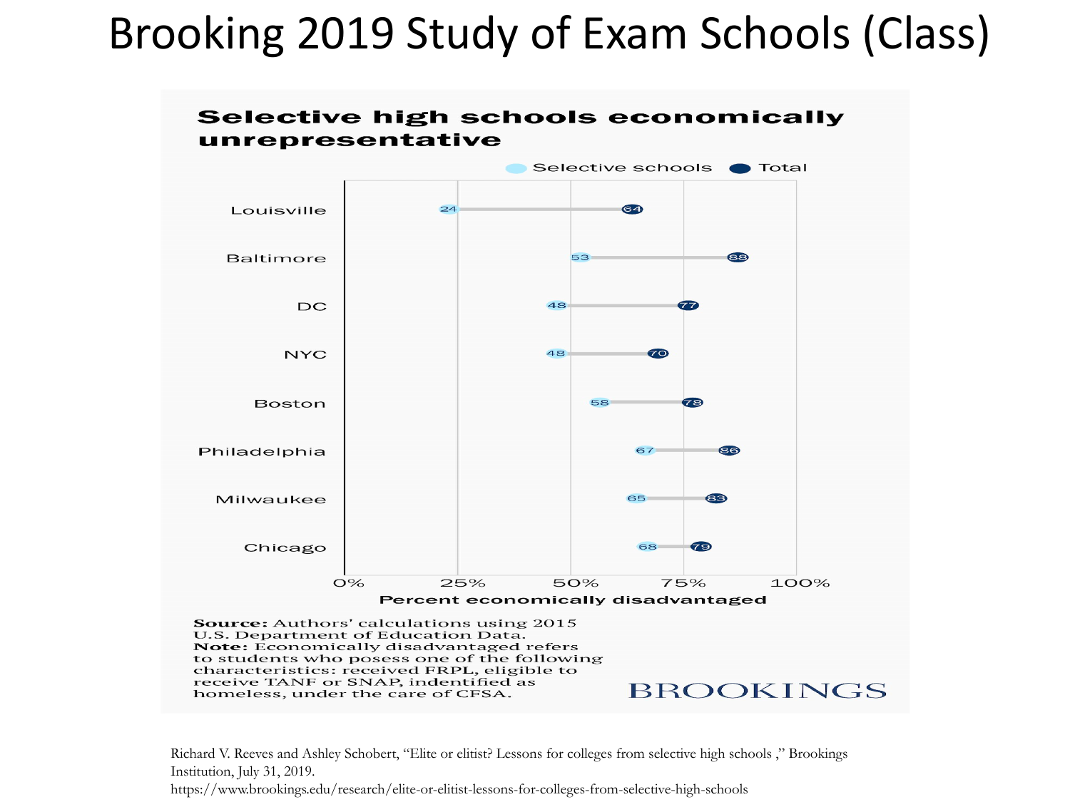# Brooking 2019 Study of Exam Schools (Class)

**Selective high schools economically unrepresentative**

| City | Selective schools | Total |
| --- | --- | --- |
| Louisville | 24 | 64 |
| Baltimore | 53 | 88 |
| DC | 48 | 77 |
| NYC | 48 | 70 |
| Boston | 58 | 78 |
| Philadelphia | 67 | 86 |
| Milwaukee | 65 | 83 |
| Chicago | 68 | 79 |

Percent economically disadvantaged

**Source:** Authors' calculations using 2015 U.S. Department of Education Data.
**Note:** Economically disadvantaged refers to students who posess one of the following characteristics: received FRPL, eligible to receive TANF or SNAP, indentified as homeless, under the care of CFSA.

BROOKINGS

Richard V. Reeves and Ashley Schobert, "Elite or elitist? Lessons for colleges from selective high schools ," Brookings Institution, July 31, 2019.
https://www.brookings.edu/research/elite-or-elitist-lessons-for-colleges-from-selective-high-schools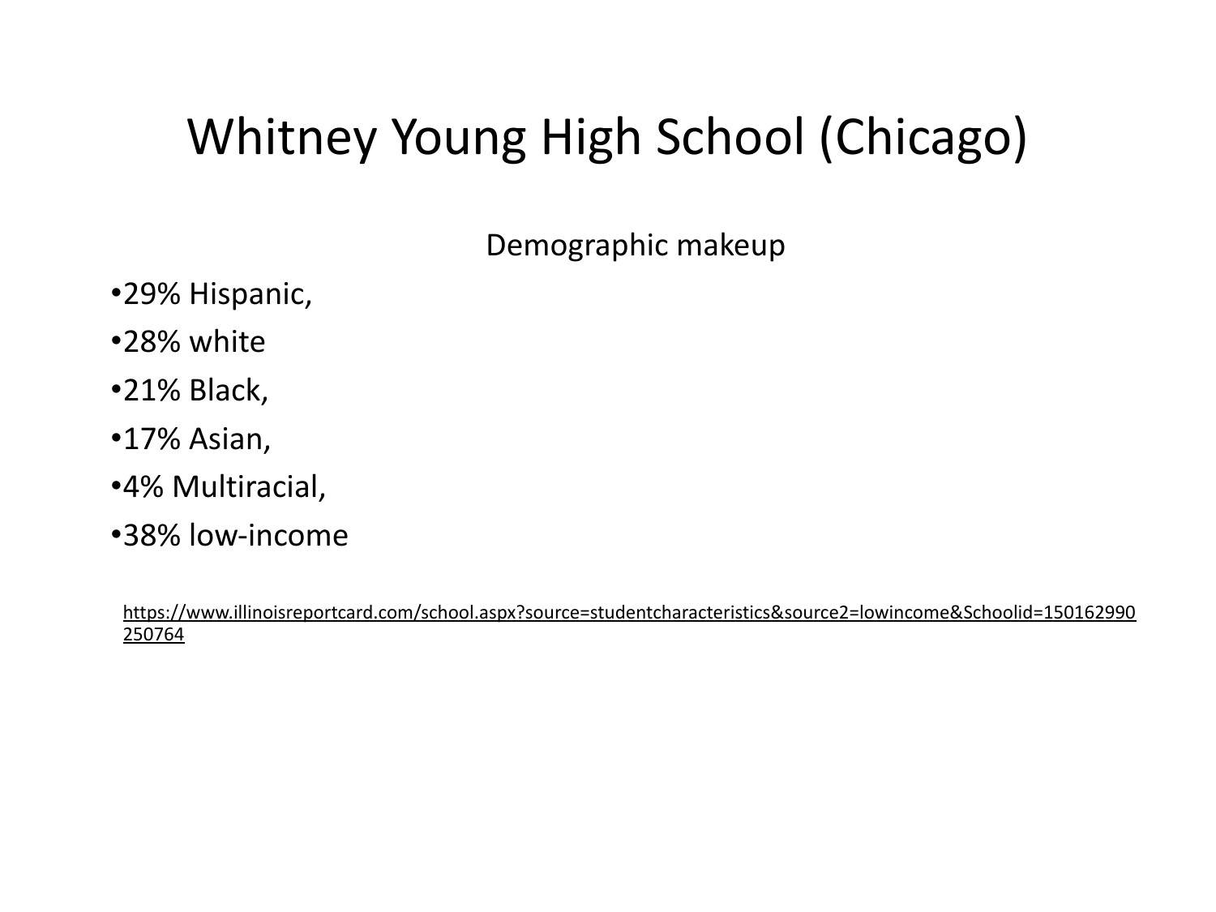# Whitney Young High School (Chicago)

Demographic makeup

- 29% Hispanic,
- 28% white
- 21% Black,
- 17% Asian,
- 4% Multiracial,
- 38% low-income

https://www.illinoisreportcard.com/school.aspx?source=studentcharacteristics&source2=lowincome&Schoolid=150162990250764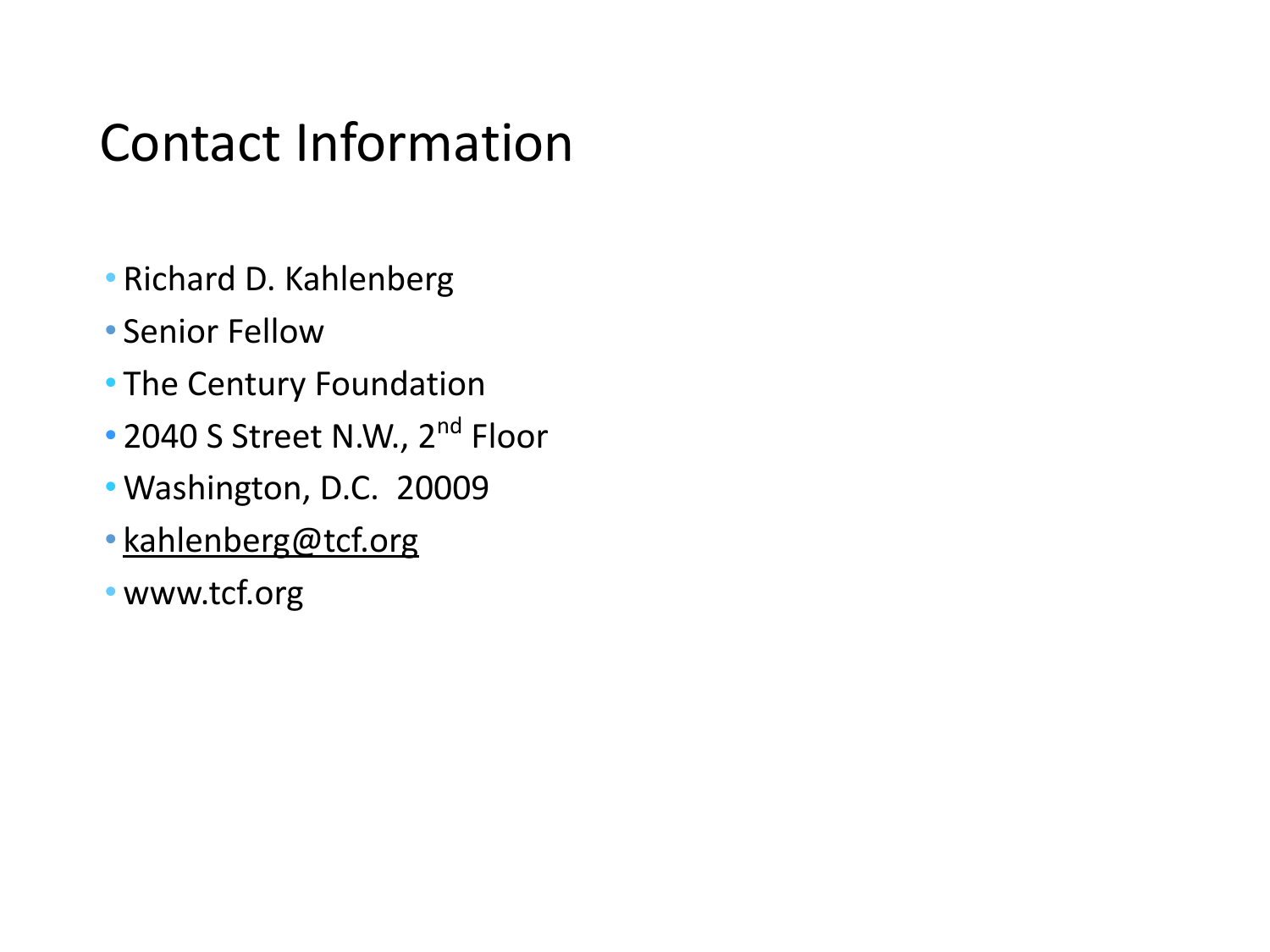# Contact Information

- Richard D. Kahlenberg
- Senior Fellow
- The Century Foundation
- 2040 S Street N.W., 2nd Floor
- Washington, D.C.  20009
- kahlenberg@tcf.org
- www.tcf.org